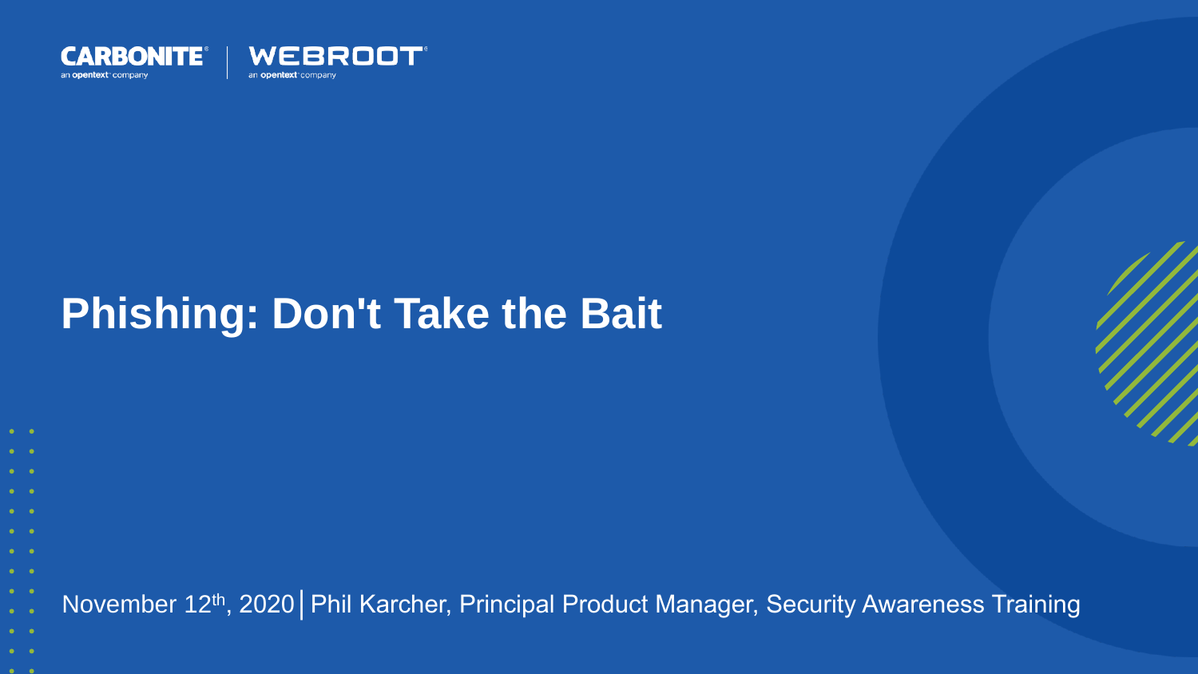CARBONITE an opentext company | WEBROOT an opentext company

# Phishing: Don't Take the Bait

November 12th, 2020 | Phil Karcher, Principal Product Manager, Security Awareness Training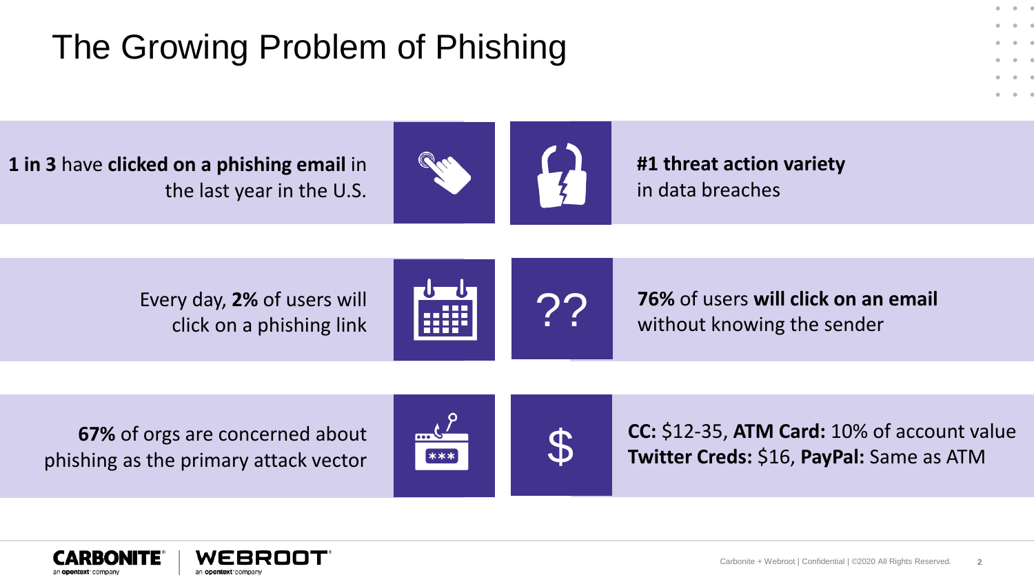# The Growing Problem of Phishing

**1 in 3** have **clicked on a phishing email** in the last year in the U.S.

**#1 threat action variety** in data breaches

Every day, **2%** of users will click on a phishing link

??

**76%** of users **will click on an email** without knowing the sender

**67%** of orgs are concerned about phishing as the primary attack vector

$

**CC:** $12-35, **ATM Card:** 10% of account value
**Twitter Creds:** $16, **PayPal:** Same as ATM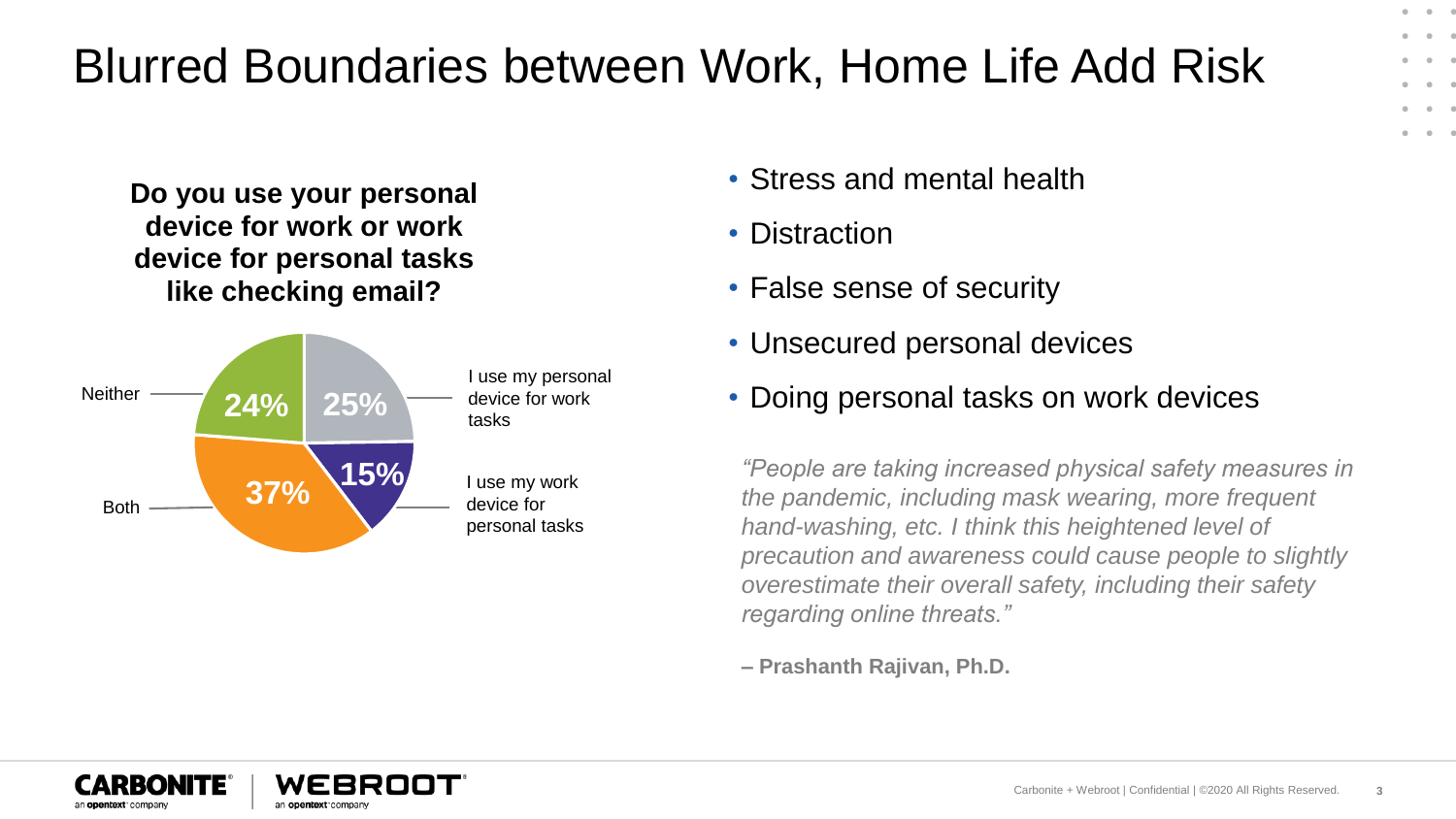# Blurred Boundaries between Work, Home Life Add Risk

**Do you use your personal device for work or work device for personal tasks like checking email?**

| Response | Percentage |
| --- | --- |
| I use my personal device for work tasks | 25% |
| I use my work device for personal tasks | 15% |
| Both | 37% |
| Neither | 24% |

- Stress and mental health
- Distraction
- False sense of security
- Unsecured personal devices
- Doing personal tasks on work devices

*"People are taking increased physical safety measures in the pandemic, including mask wearing, more frequent hand-washing, etc. I think this heightened level of precaution and awareness could cause people to slightly overestimate their overall safety, including their safety regarding online threats."*

**– Prashanth Rajivan, Ph.D.**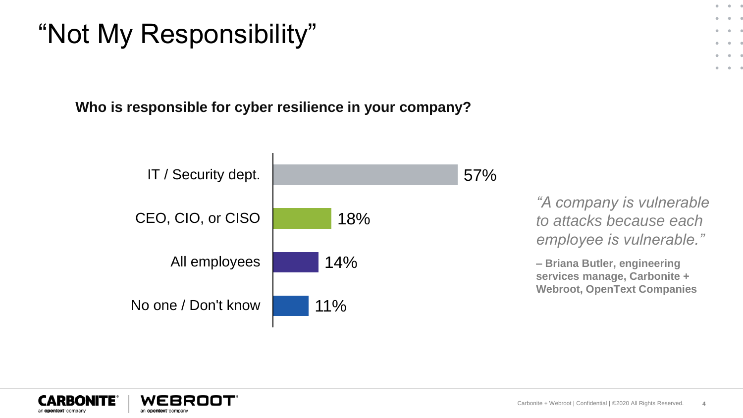# “Not My Responsibility”

**Who is responsible for cyber resilience in your company?**

| Response | Percentage |
| --- | --- |
| IT / Security dept. | 57% |
| CEO, CIO, or CISO | 18% |
| All employees | 14% |
| No one / Don't know | 11% |

*“A company is vulnerable to attacks because each employee is vulnerable.”*

**– Briana Butler, engineering services manage, Carbonite + Webroot, OpenText Companies**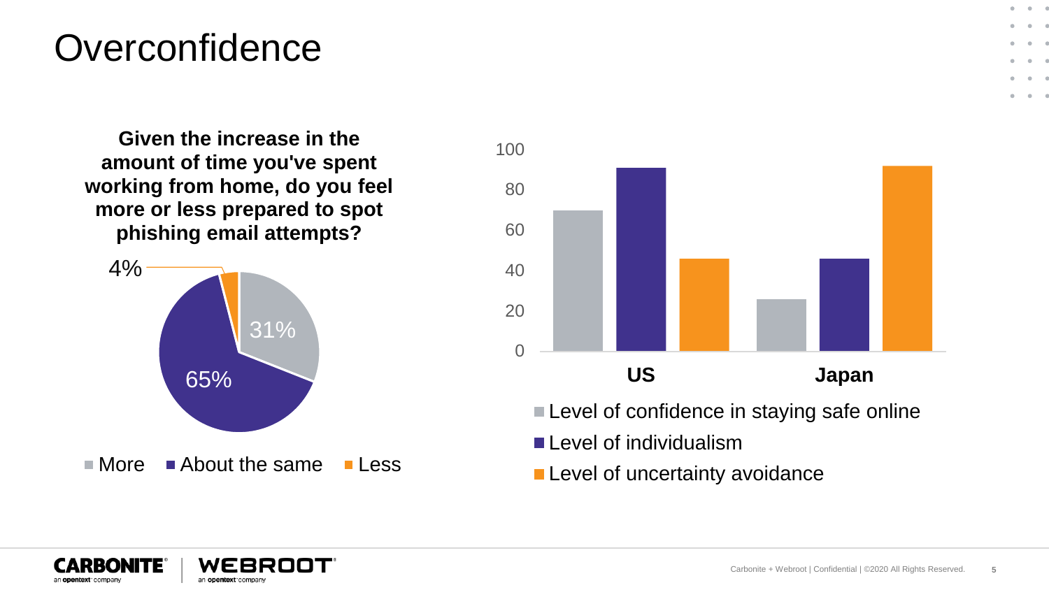# Overconfidence

**Given the increase in the amount of time you've spent working from home, do you feel more or less prepared to spot phishing email attempts?**

| Response | Percentage |
|---|---|
| More | 31% |
| About the same | 65% |
| Less | 4% |

| | US | Japan |
|---|---|---|
| Level of confidence in staying safe online | ~70 | ~26 |
| Level of individualism | ~91 | ~46 |
| Level of uncertainty avoidance | ~46 | ~92 |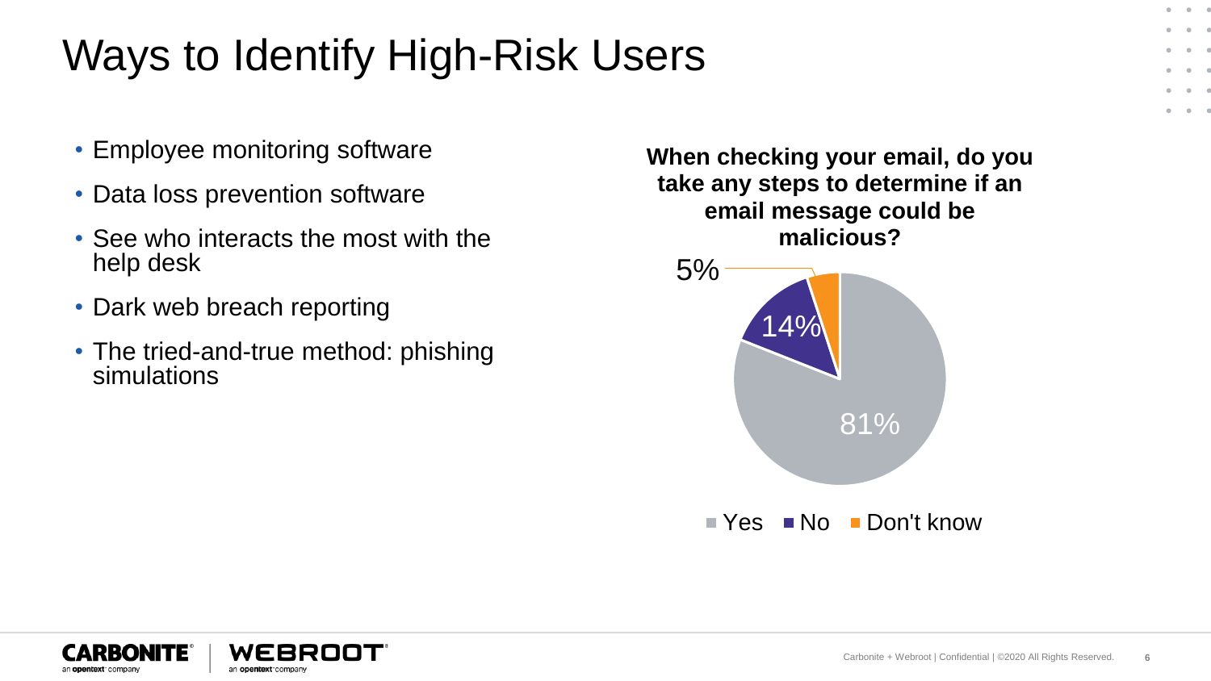# Ways to Identify High-Risk Users

- Employee monitoring software
- Data loss prevention software
- See who interacts the most with the help desk
- Dark web breach reporting
- The tried-and-true method: phishing simulations

**When checking your email, do you take any steps to determine if an email message could be malicious?**

| Response | Percentage |
| --- | --- |
| Yes | 81% |
| No | 14% |
| Don't know | 5% |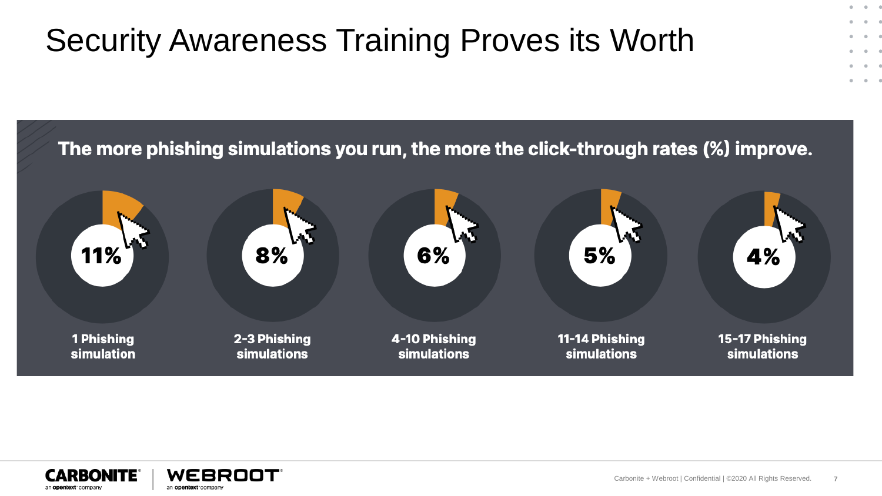# Security Awareness Training Proves its Worth

**The more phishing simulations you run, the more the click-through rates (%) improve.**

| Click-through rate | Number of simulations |
|---|---|
| 11% | 1 Phishing simulation |
| 8% | 2-3 Phishing simulations |
| 6% | 4-10 Phishing simulations |
| 5% | 11-14 Phishing simulations |
| 4% | 15-17 Phishing simulations |

CARBONITE an opentext company | WEBROOT an opentext company

Carbonite + Webroot | Confidential | ©2020 All Rights Reserved.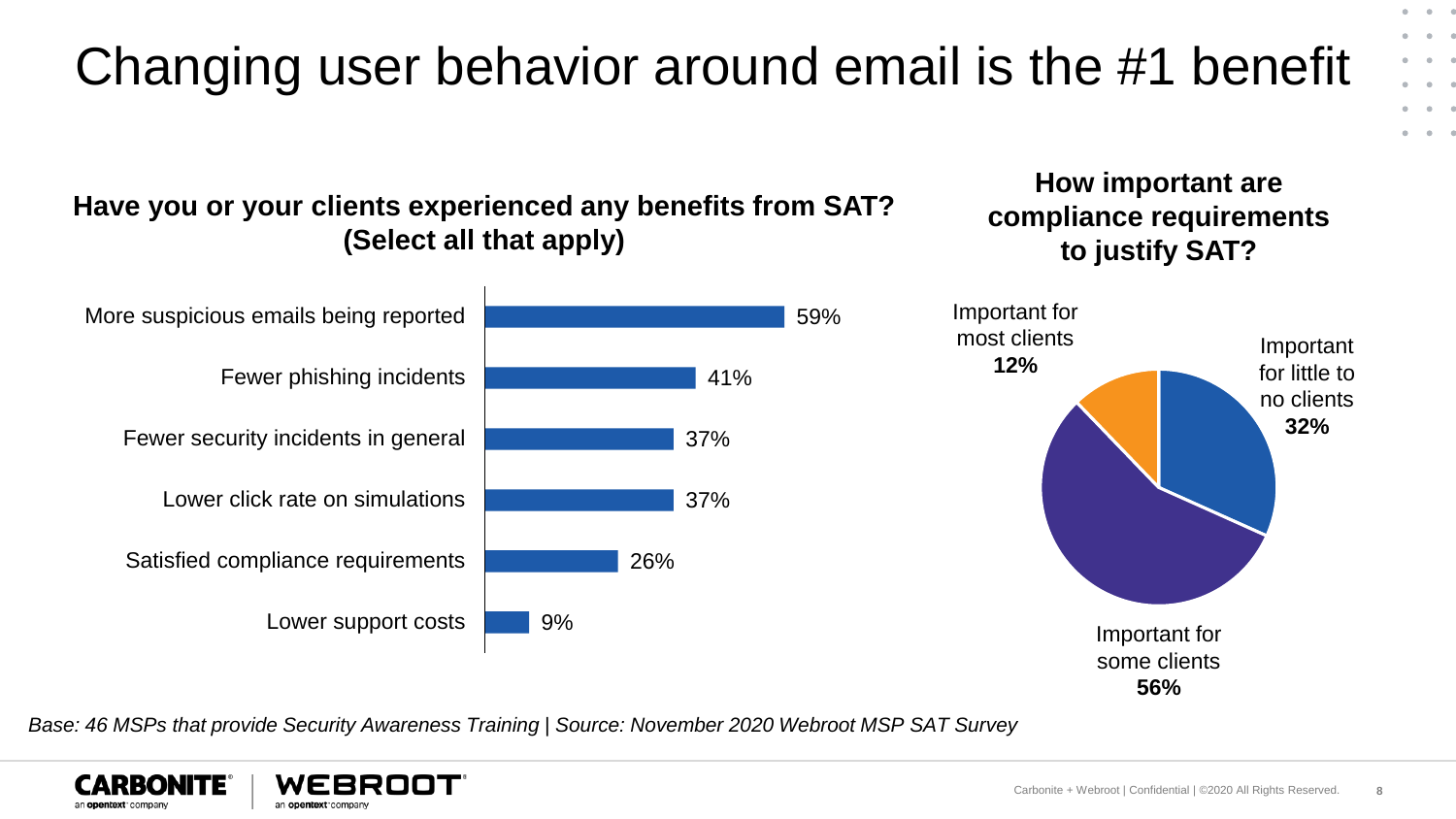# Changing user behavior around email is the #1 benefit

### Have you or your clients experienced any benefits from SAT? (Select all that apply)

| Benefit | % |
|---|---|
| More suspicious emails being reported | 59% |
| Fewer phishing incidents | 41% |
| Fewer security incidents in general | 37% |
| Lower click rate on simulations | 37% |
| Satisfied compliance requirements | 26% |
| Lower support costs | 9% |

### How important are compliance requirements to justify SAT?

| Response | % |
|---|---|
| Important for most clients | **12%** |
| Important for some clients | **56%** |
| Important for little to no clients | **32%** |

*Base: 46 MSPs that provide Security Awareness Training | Source: November 2020 Webroot MSP SAT Survey*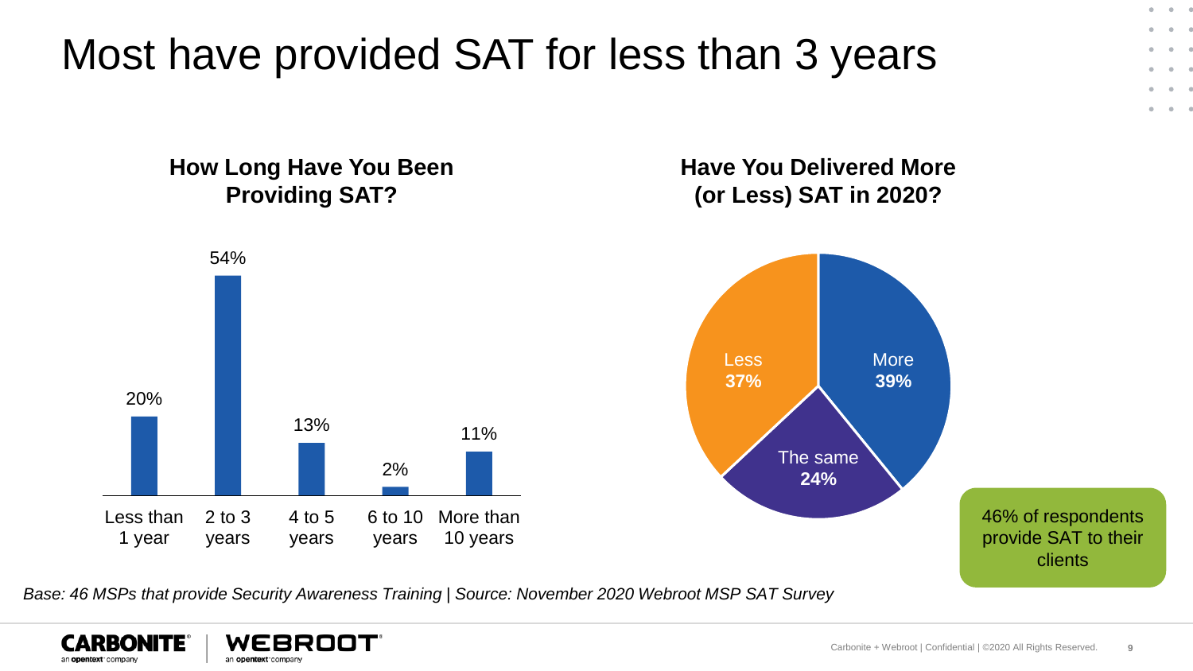# Most have provided SAT for less than 3 years

## How Long Have You Been Providing SAT?

| Less than 1 year | 2 to 3 years | 4 to 5 years | 6 to 10 years | More than 10 years |
|---|---|---|---|---|
| 20% | 54% | 13% | 2% | 11% |

## Have You Delivered More (or Less) SAT in 2020?

| Response | Percentage |
|---|---|
| More | **39%** |
| Less | **37%** |
| The same | **24%** |

46% of respondents provide SAT to their clients

*Base: 46 MSPs that provide Security Awareness Training | Source: November 2020 Webroot MSP SAT Survey*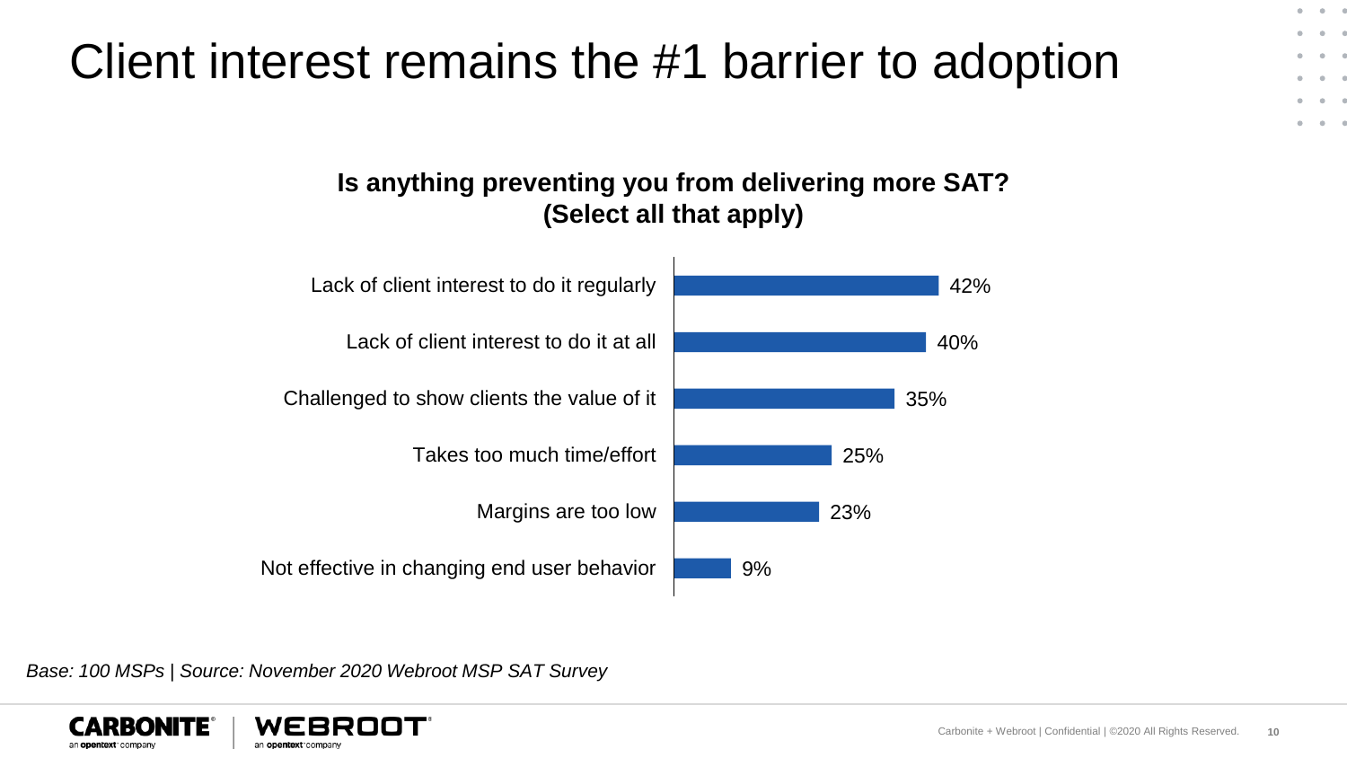# Client interest remains the #1 barrier to adoption

**Is anything preventing you from delivering more SAT? (Select all that apply)**

| Barrier | % |
| --- | --- |
| Lack of client interest to do it regularly | 42% |
| Lack of client interest to do it at all | 40% |
| Challenged to show clients the value of it | 35% |
| Takes too much time/effort | 25% |
| Margins are too low | 23% |
| Not effective in changing end user behavior | 9% |

*Base: 100 MSPs | Source: November 2020 Webroot MSP SAT Survey*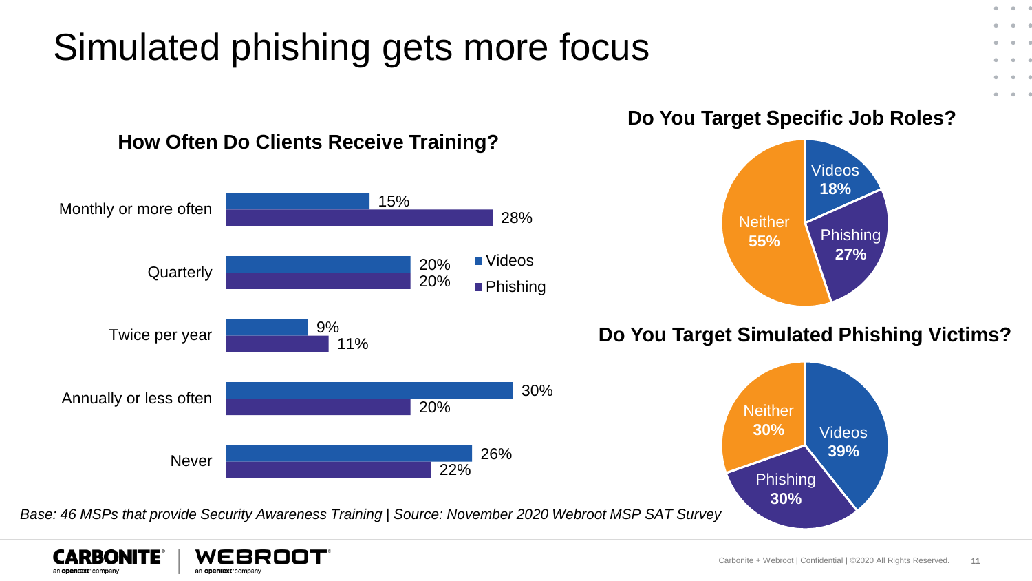# Simulated phishing gets more focus

### How Often Do Clients Receive Training?

| | Videos | Phishing |
| --- | --- | --- |
| Monthly or more often | 15% | 28% |
| Quarterly | 20% | 20% |
| Twice per year | 9% | 11% |
| Annually or less often | 30% | 20% |
| Never | 26% | 22% |

### Do You Target Specific Job Roles?

| | |
| --- | --- |
| Videos | 18% |
| Phishing | 27% |
| Neither | 55% |

### Do You Target Simulated Phishing Victims?

| | |
| --- | --- |
| Videos | 39% |
| Phishing | 30% |
| Neither | 30% |

*Base: 46 MSPs that provide Security Awareness Training | Source: November 2020 Webroot MSP SAT Survey*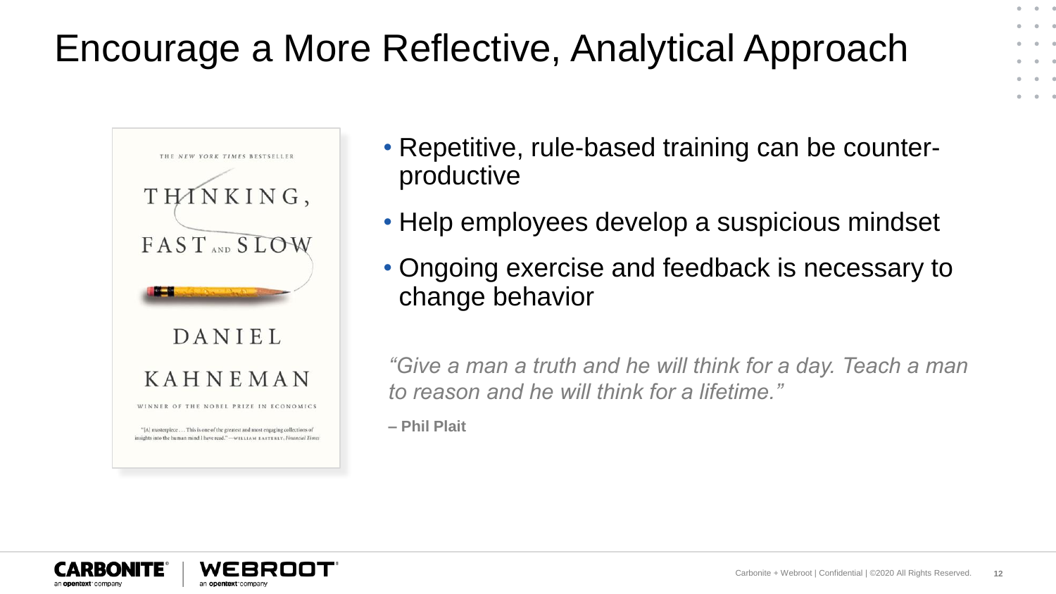# Encourage a More Reflective, Analytical Approach

THE *NEW YORK TIMES* BESTSELLER

THINKING, FAST AND SLOW

DANIEL KAHNEMAN

WINNER OF THE NOBEL PRIZE IN ECONOMICS

"[A] masterpiece . . . This is one of the greatest and most engaging collections of insights into the human mind I have read." —WILLIAM EASTERLY, *Financial Times*

- Repetitive, rule-based training can be counter-productive
- Help employees develop a suspicious mindset
- Ongoing exercise and feedback is necessary to change behavior

*"Give a man a truth and he will think for a day. Teach a man to reason and he will think for a lifetime."*

**– Phil Plait**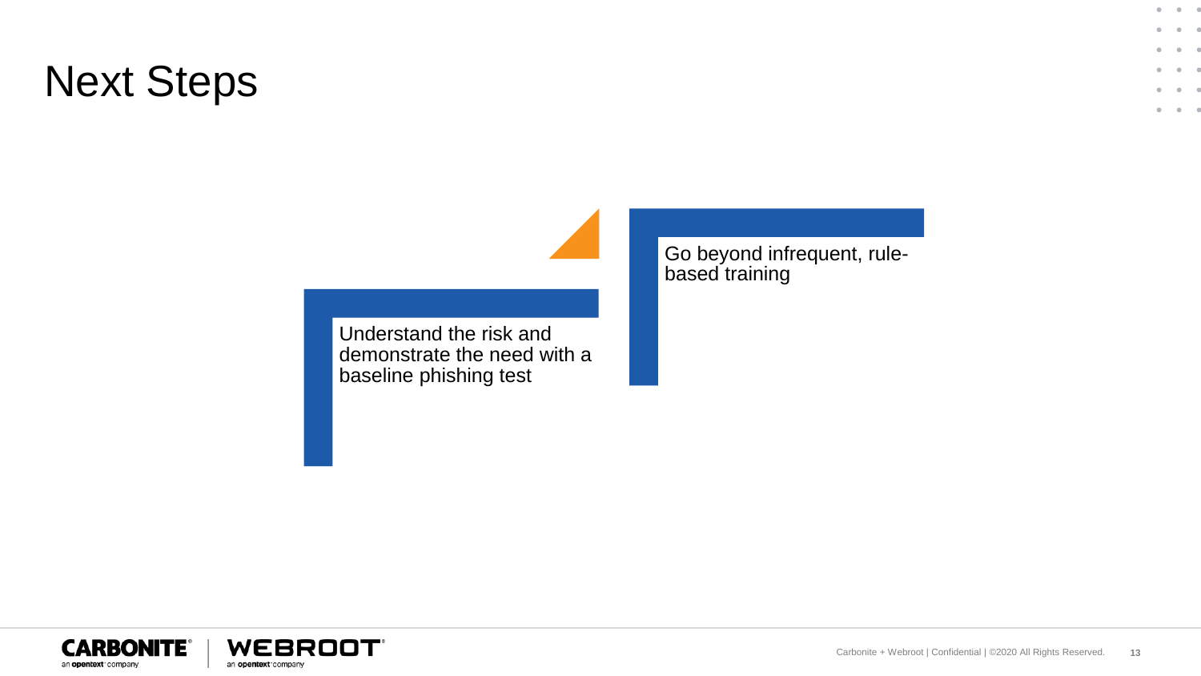# Next Steps

- Understand the risk and demonstrate the need with a baseline phishing test
- Go beyond infrequent, rule-based training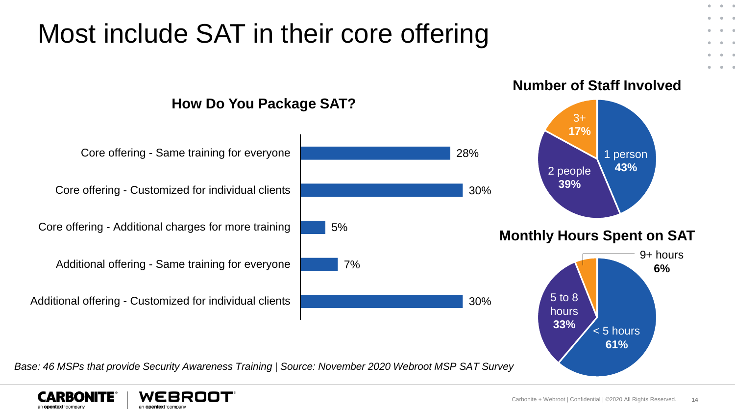# Most include SAT in their core offering

### How Do You Package SAT?

| Packaging | Percentage |
| --- | --- |
| Core offering - Same training for everyone | 28% |
| Core offering - Customized for individual clients | 30% |
| Core offering - Additional charges for more training | 5% |
| Additional offering - Same training for everyone | 7% |
| Additional offering - Customized for individual clients | 30% |

### Number of Staff Involved

| Staff | Percentage |
| --- | --- |
| 1 person | 43% |
| 2 people | 39% |
| 3+ | 17% |

### Monthly Hours Spent on SAT

| Hours | Percentage |
| --- | --- |
| < 5 hours | 61% |
| 5 to 8 hours | 33% |
| 9+ hours | 6% |

*Base: 46 MSPs that provide Security Awareness Training | Source: November 2020 Webroot MSP SAT Survey*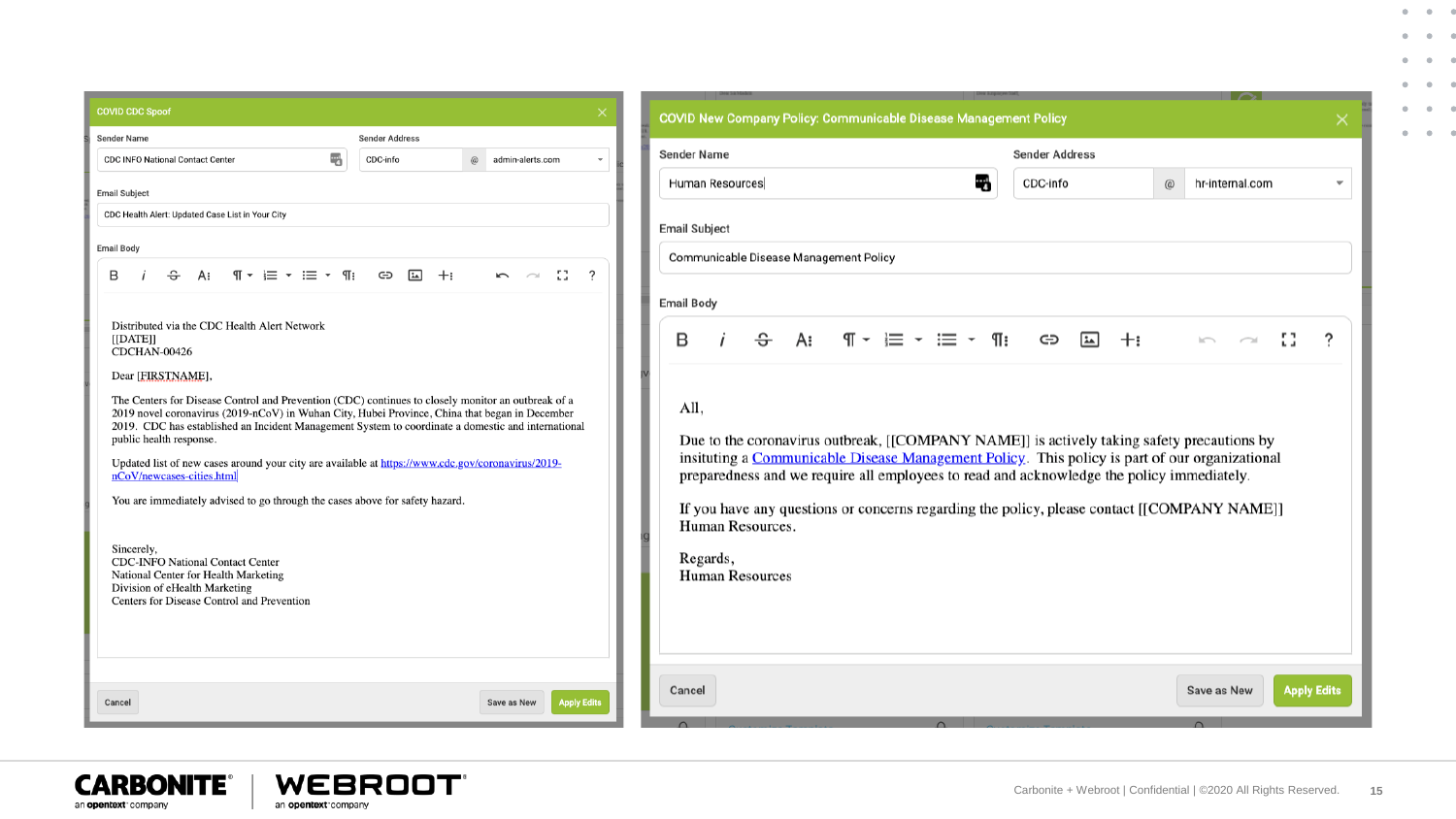## COVID CDC Spoof

Sender Name: CDC INFO National Contact Center

Sender Address: CDC-info @ admin-alerts.com

Email Subject: CDC Health Alert: Updated Case List in Your City

Email Body:

Distributed via the CDC Health Alert Network
[[DATE]]
CDCHAN-00426

Dear [FIRSTNAME],

The Centers for Disease Control and Prevention (CDC) continues to closely monitor an outbreak of a 2019 novel coronavirus (2019-nCoV) in Wuhan City, Hubei Province, China that began in December 2019. CDC has established an Incident Management System to coordinate a domestic and international public health response.

Updated list of new cases around your city are available at https://www.cdc.gov/coronavirus/2019-nCoV/newcases-cities.html

You are immediately advised to go through the cases above for safety hazard.

Sincerely,
CDC-INFO National Contact Center
National Center for Health Marketing
Division of eHealth Marketing
Centers for Disease Control and Prevention

Cancel | Save as New | Apply Edits

## COVID New Company Policy: Communicable Disease Management Policy

Sender Name: Human Resources

Sender Address: CDC-info @ hr-internal.com

Email Subject: Communicable Disease Management Policy

Email Body:

All,

Due to the coronavirus outbreak, [[COMPANY NAME]] is actively taking safety precautions by instituting a Communicable Disease Management Policy. This policy is part of our organizational preparedness and we require all employees to read and acknowledge the policy immediately.

If you have any questions or concerns regarding the policy, please contact [[COMPANY NAME]] Human Resources.

Regards,
Human Resources

Cancel | Save as New | Apply Edits

CARBONITE an opentext company | WEBROOT an opentext company

Carbonite + Webroot | Confidential | ©2020 All Rights Reserved.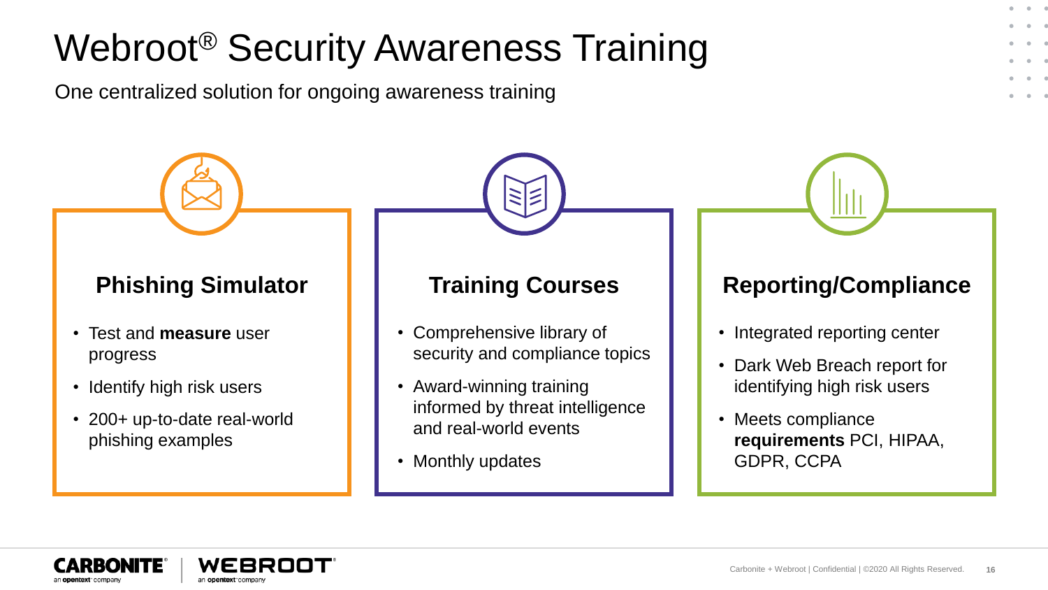# Webroot® Security Awareness Training

One centralized solution for ongoing awareness training

## Phishing Simulator

- Test and **measure** user progress
- Identify high risk users
- 200+ up-to-date real-world phishing examples

## Training Courses

- Comprehensive library of security and compliance topics
- Award-winning training informed by threat intelligence and real-world events
- Monthly updates

## Reporting/Compliance

- Integrated reporting center
- Dark Web Breach report for identifying high risk users
- Meets compliance **requirements** PCI, HIPAA, GDPR, CCPA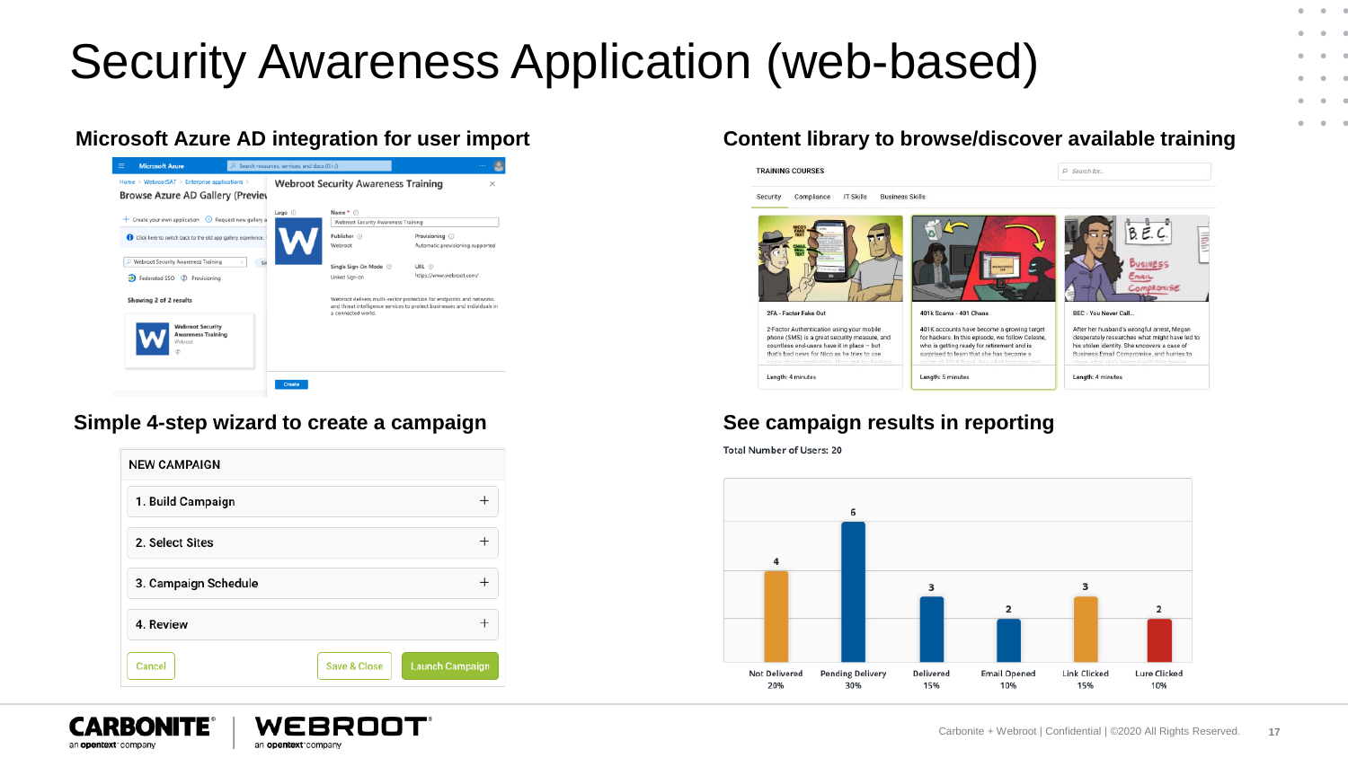# Security Awareness Application (web-based)

## Microsoft Azure AD integration for user import

Microsoft Azure

Home > WebrootSAT > Enterprise applications >

Browse Azure AD Gallery (Preview)

Webroot Security Awareness Training

Logo

Name * Webroot Security Awareness Training

Publisher Webroot

Provisioning Automatic provisioning supported

Single Sign-On Mode Linked Sign-on

URL https://www.webroot.com/

Webroot delivers multi-vector protection for endpoints and networks and threat intelligence services to protect businesses and individuals in a connected world.

Create

## Content library to browse/discover available training

TRAINING COURSES

Security | Compliance | IT Skills | Business Skills

**2FA - Factor Fake Out**

2-Factor Authentication using your mobile phone (SMS) is a great security measure, and countless end-users have it in place – but that's bad news for Nico as he tries to use...

Length: 4 minutes

**401k Scams - 401 Chaos**

401K accounts have become a growing target for hackers. In this episode, we follow Celeste, who is getting ready for retirement and is surprised to learn that she has become a...

Length: 5 minutes

**BEC - You Never Call...**

After her husband's wrongful arrest, Megan desperately researches what might have led to his stolen identity. She uncovers a case of Business Email Compromise, and hurries to...

Length: 4 minutes

## Simple 4-step wizard to create a campaign

NEW CAMPAIGN

1. Build Campaign
2. Select Sites
3. Campaign Schedule
4. Review

Cancel | Save & Close | Launch Campaign

## See campaign results in reporting

Total Number of Users: 20

| Status | Count | Percent |
|---|---|---|
| Not Delivered | 4 | 20% |
| Pending Delivery | 6 | 30% |
| Delivered | 3 | 15% |
| Email Opened | 2 | 10% |
| Link Clicked | 3 | 15% |
| Lure Clicked | 2 | 10% |

CARBONITE an opentext company | WEBROOT an opentext company

Carbonite + Webroot | Confidential | ©2020 All Rights Reserved.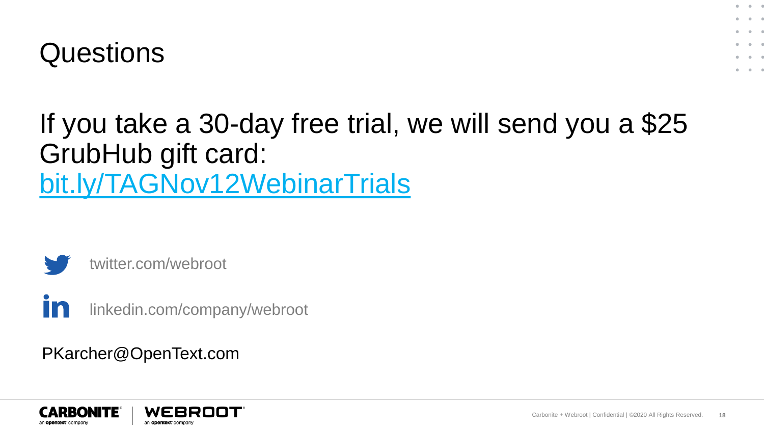# Questions

## If you take a 30-day free trial, we will send you a $25 GrubHub gift card: bit.ly/TAGNov12WebinarTrials

twitter.com/webroot

linkedin.com/company/webroot

PKarcher@OpenText.com